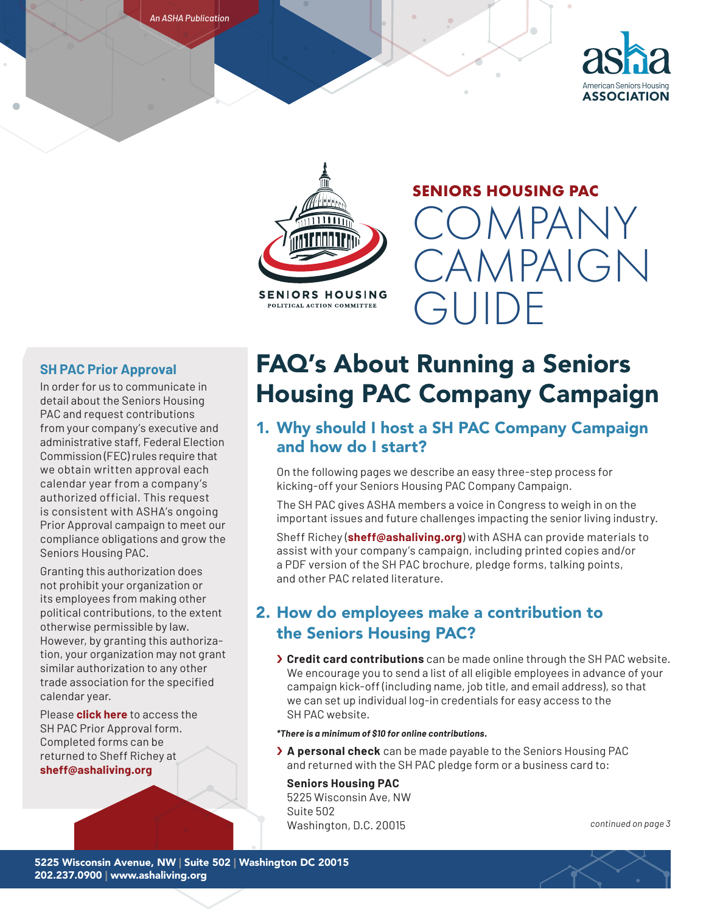*An ASHA Publication*

asha
American Seniors Housing
ASSOCIATION

SENIORS HOUSING
POLITICAL ACTION COMMITTEE

**SENIORS HOUSING PAC**

# COMPANY CAMPAIGN GUIDE

## FAQ's About Running a Seniors Housing PAC Company Campaign

### 1. Why should I host a SH PAC Company Campaign and how do I start?

On the following pages we describe an easy three-step process for kicking-off your Seniors Housing PAC Company Campaign.

The SH PAC gives ASHA members a voice in Congress to weigh in on the important issues and future challenges impacting the senior living industry.

Sheff Richey (**sheff@ashaliving.org**) with ASHA can provide materials to assist with your company's campaign, including printed copies and/or a PDF version of the SH PAC brochure, pledge forms, talking points, and other PAC related literature.

### 2. How do employees make a contribution to the Seniors Housing PAC?

- **Credit card contributions** can be made online through the SH PAC website. We encourage you to send a list of all eligible employees in advance of your campaign kick-off (including name, job title, and email address), so that we can set up individual log-in credentials for easy access to the SH PAC website.

***There is a minimum of $10 for online contributions.**

- **A personal check** can be made payable to the Seniors Housing PAC and returned with the SH PAC pledge form or a business card to:

**Seniors Housing PAC**
5225 Wisconsin Ave, NW
Suite 502
Washington, D.C. 20015

*continued on page 3*

### SH PAC Prior Approval

In order for us to communicate in detail about the Seniors Housing PAC and request contributions from your company's executive and administrative staff, Federal Election Commission (FEC) rules require that we obtain written approval each calendar year from a company's authorized official. This request is consistent with ASHA's ongoing Prior Approval campaign to meet our compliance obligations and grow the Seniors Housing PAC.

Granting this authorization does not prohibit your organization or its employees from making other political contributions, to the extent otherwise permissible by law. However, by granting this authorization, your organization may not grant similar authorization to any other trade association for the specified calendar year.

Please **click here** to access the SH PAC Prior Approval form. Completed forms can be returned to Sheff Richey at **sheff@ashaliving.org**

5225 Wisconsin Avenue, NW | Suite 502 | Washington DC 20015
202.237.0900 | www.ashaliving.org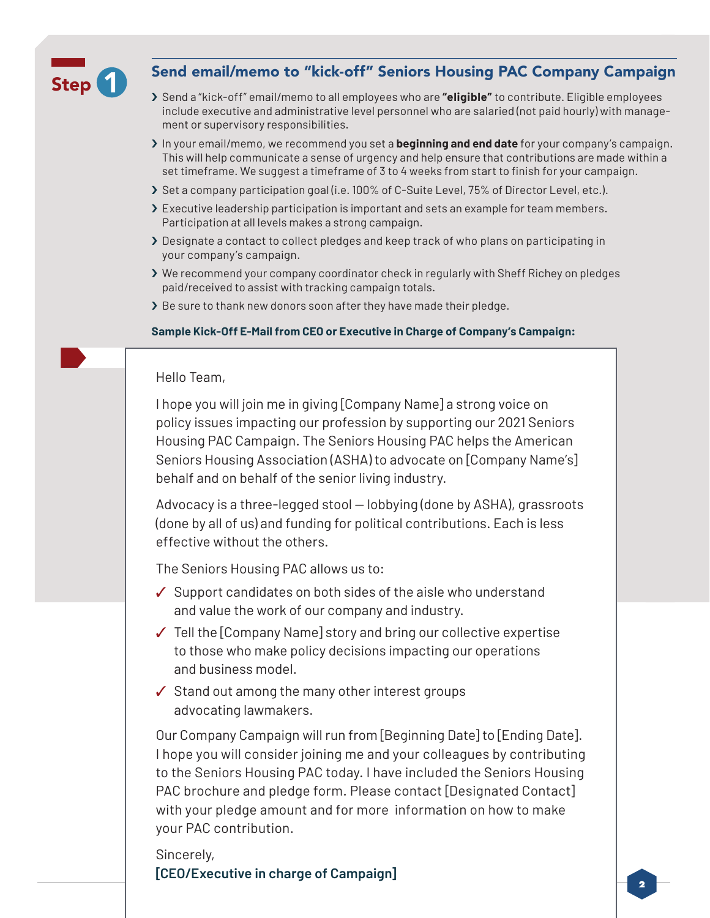## Step 1

## Send email/memo to "kick-off" Seniors Housing PAC Company Campaign

- Send a "kick-off" email/memo to all employees who are **"eligible"** to contribute. Eligible employees include executive and administrative level personnel who are salaried (not paid hourly) with management or supervisory responsibilities.
- In your email/memo, we recommend you set a **beginning and end date** for your company's campaign. This will help communicate a sense of urgency and help ensure that contributions are made within a set timeframe. We suggest a timeframe of 3 to 4 weeks from start to finish for your campaign.
- Set a company participation goal (i.e. 100% of C-Suite Level, 75% of Director Level, etc.).
- Executive leadership participation is important and sets an example for team members. Participation at all levels makes a strong campaign.
- Designate a contact to collect pledges and keep track of who plans on participating in your company's campaign.
- We recommend your company coordinator check in regularly with Sheff Richey on pledges paid/received to assist with tracking campaign totals.
- Be sure to thank new donors soon after they have made their pledge.

**Sample Kick-Off E-Mail from CEO or Executive in Charge of Company's Campaign:**

Hello Team,

I hope you will join me in giving [Company Name] a strong voice on policy issues impacting our profession by supporting our 2021 Seniors Housing PAC Campaign. The Seniors Housing PAC helps the American Seniors Housing Association (ASHA) to advocate on [Company Name's] behalf and on behalf of the senior living industry.

Advocacy is a three-legged stool — lobbying (done by ASHA), grassroots (done by all of us) and funding for political contributions. Each is less effective without the others.

The Seniors Housing PAC allows us to:

- ✓ Support candidates on both sides of the aisle who understand and value the work of our company and industry.
- ✓ Tell the [Company Name] story and bring our collective expertise to those who make policy decisions impacting our operations and business model.
- ✓ Stand out among the many other interest groups advocating lawmakers.

Our Company Campaign will run from [Beginning Date] to [Ending Date]. I hope you will consider joining me and your colleagues by contributing to the Seniors Housing PAC today. I have included the Seniors Housing PAC brochure and pledge form. Please contact [Designated Contact] with your pledge amount and for more information on how to make your PAC contribution.

Sincerely,
**[CEO/Executive in charge of Campaign]**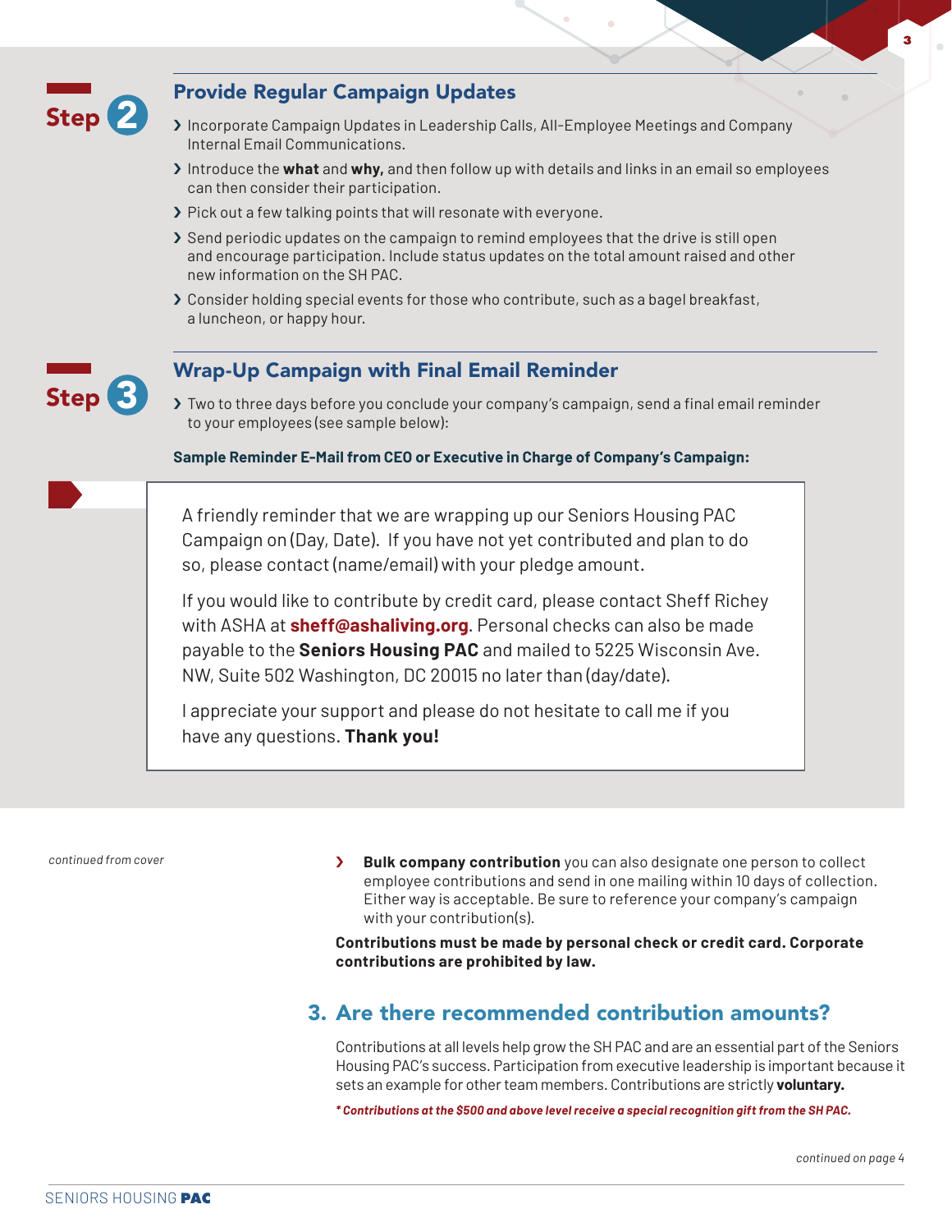## Step 2

### Provide Regular Campaign Updates

- Incorporate Campaign Updates in Leadership Calls, All-Employee Meetings and Company Internal Email Communications.
- Introduce the **what** and **why,** and then follow up with details and links in an email so employees can then consider their participation.
- Pick out a few talking points that will resonate with everyone.
- Send periodic updates on the campaign to remind employees that the drive is still open and encourage participation. Include status updates on the total amount raised and other new information on the SH PAC.
- Consider holding special events for those who contribute, such as a bagel breakfast, a luncheon, or happy hour.

## Step 3

### Wrap-Up Campaign with Final Email Reminder

- Two to three days before you conclude your company's campaign, send a final email reminder to your employees (see sample below):

**Sample Reminder E-Mail from CEO or Executive in Charge of Company's Campaign:**

> A friendly reminder that we are wrapping up our Seniors Housing PAC Campaign on (Day, Date). If you have not yet contributed and plan to do so, please contact (name/email) with your pledge amount.
>
> If you would like to contribute by credit card, please contact Sheff Richey with ASHA at **sheff@ashaliving.org**. Personal checks can also be made payable to the **Seniors Housing PAC** and mailed to 5225 Wisconsin Ave. NW, Suite 502 Washington, DC 20015 no later than (day/date).
>
> I appreciate your support and please do not hesitate to call me if you have any questions. **Thank you!**

*continued from cover*

- **Bulk company contribution** you can also designate one person to collect employee contributions and send in one mailing within 10 days of collection. Either way is acceptable. Be sure to reference your company's campaign with your contribution(s).

**Contributions must be made by personal check or credit card. Corporate contributions are prohibited by law.**

## 3. Are there recommended contribution amounts?

Contributions at all levels help grow the SH PAC and are an essential part of the Seniors Housing PAC's success. Participation from executive leadership is important because it sets an example for other team members. Contributions are strictly **voluntary.**

***\* Contributions at the $500 and above level receive a special recognition gift from the SH PAC.***

*continued on page 4*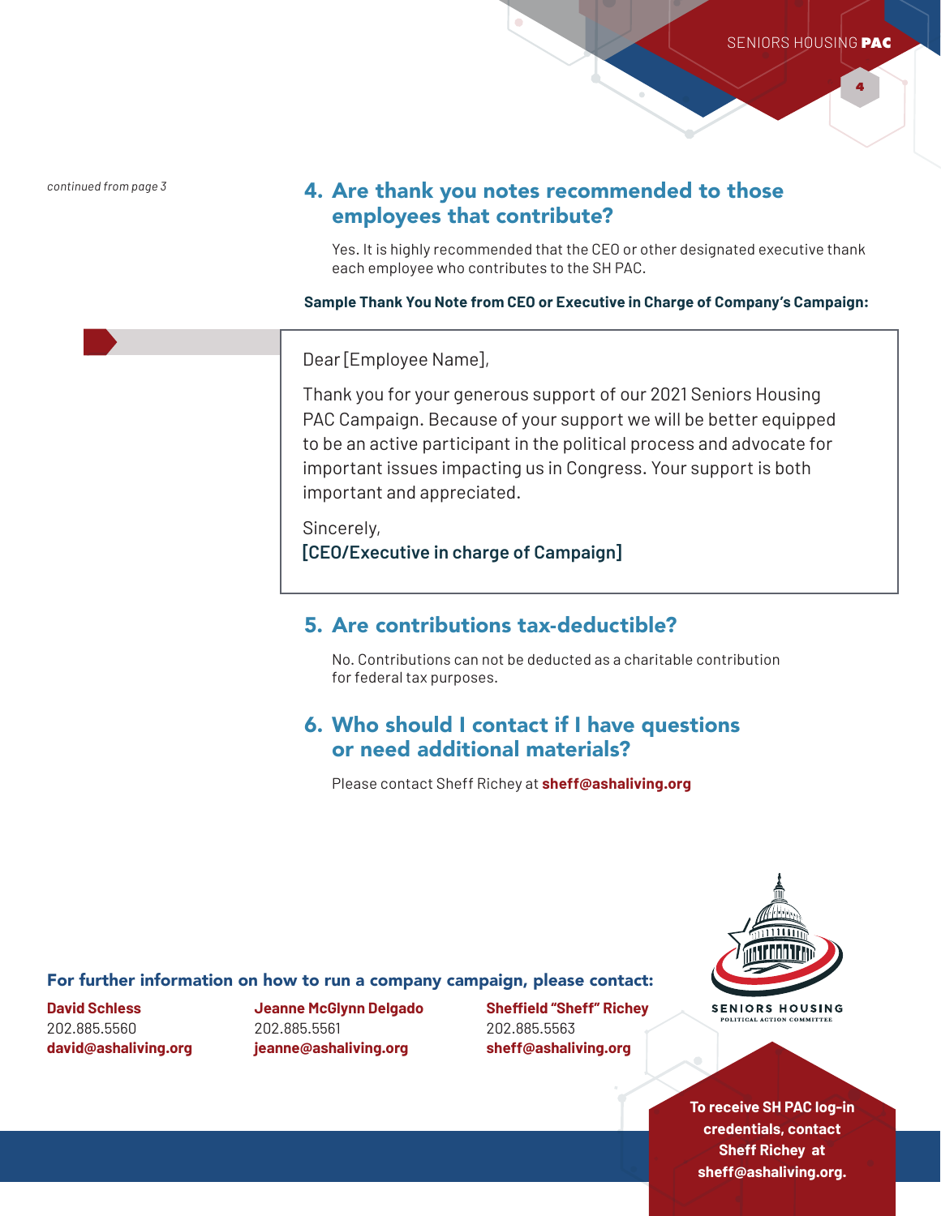*continued from page 3*

## 4. Are thank you notes recommended to those employees that contribute?

Yes. It is highly recommended that the CEO or other designated executive thank each employee who contributes to the SH PAC.

**Sample Thank You Note from CEO or Executive in Charge of Company's Campaign:**

> Dear [Employee Name],
>
> Thank you for your generous support of our 2021 Seniors Housing PAC Campaign. Because of your support we will be better equipped to be an active participant in the political process and advocate for important issues impacting us in Congress. Your support is both important and appreciated.
>
> Sincerely,
> **[CEO/Executive in charge of Campaign]**

## 5. Are contributions tax-deductible?

No. Contributions can not be deducted as a charitable contribution for federal tax purposes.

## 6. Who should I contact if I have questions or need additional materials?

Please contact Sheff Richey at **sheff@ashaliving.org**

**For further information on how to run a company campaign, please contact:**

**David Schless**
202.885.5560
**david@ashaliving.org**

**Jeanne McGlynn Delgado**
202.885.5561
**jeanne@ashaliving.org**

**Sheffield "Sheff" Richey**
202.885.5563
**sheff@ashaliving.org**

SENIORS HOUSING
POLITICAL ACTION COMMITTEE

**To receive SH PAC log-in credentials, contact Sheff Richey at sheff@ashaliving.org.**